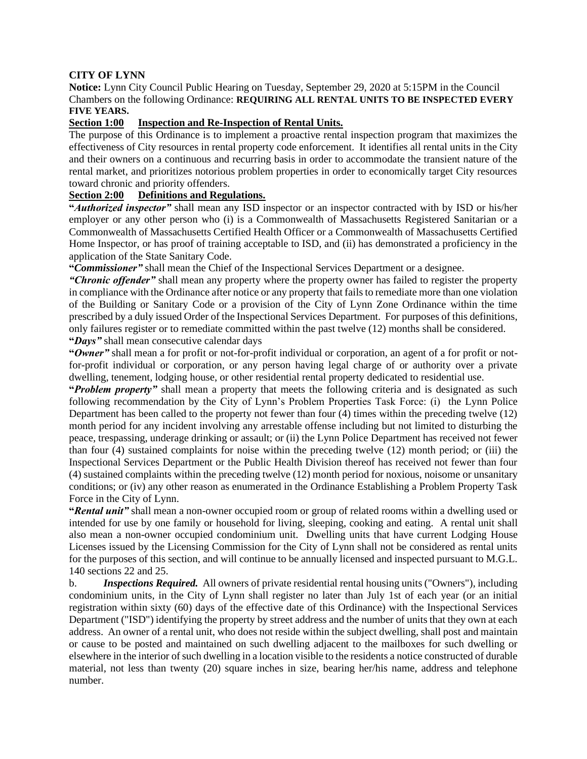**CITY OF LYNN**

**Notice:** Lynn City Council Public Hearing on Tuesday, September 29, 2020 at 5:15PM in the Council Chambers on the following Ordinance: **REQUIRING ALL RENTAL UNITS TO BE INSPECTED EVERY FIVE YEARS.**

**Section 1:00 Inspection and Re-Inspection of Rental Units.**

The purpose of this Ordinance is to implement a proactive rental inspection program that maximizes the effectiveness of City resources in rental property code enforcement. It identifies all rental units in the City and their owners on a continuous and recurring basis in order to accommodate the transient nature of the rental market, and prioritizes notorious problem properties in order to economically target City resources toward chronic and priority offenders.

**Section 2:00 Definitions and Regulations.**

**"*Authorized inspector*"** shall mean any ISD inspector or an inspector contracted with by ISD or his/her employer or any other person who (i) is a Commonwealth of Massachusetts Registered Sanitarian or a Commonwealth of Massachusetts Certified Health Officer or a Commonwealth of Massachusetts Certified Home Inspector, or has proof of training acceptable to ISD, and (ii) has demonstrated a proficiency in the application of the State Sanitary Code.

**"*Commissioner*"** shall mean the Chief of the Inspectional Services Department or a designee.

***"Chronic offender"*** shall mean any property where the property owner has failed to register the property in compliance with the Ordinance after notice or any property that fails to remediate more than one violation of the Building or Sanitary Code or a provision of the City of Lynn Zone Ordinance within the time prescribed by a duly issued Order of the Inspectional Services Department. For purposes of this definitions, only failures register or to remediate committed within the past twelve (12) months shall be considered.

**"*Days*"** shall mean consecutive calendar days

**"*Owner*"** shall mean a for profit or not-for-profit individual or corporation, an agent of a for profit or not-for-profit individual or corporation, or any person having legal charge of or authority over a private dwelling, tenement, lodging house, or other residential rental property dedicated to residential use.

**"*Problem property*"** shall mean a property that meets the following criteria and is designated as such following recommendation by the City of Lynn's Problem Properties Task Force: (i) the Lynn Police Department has been called to the property not fewer than four (4) times within the preceding twelve (12) month period for any incident involving any arrestable offense including but not limited to disturbing the peace, trespassing, underage drinking or assault; or (ii) the Lynn Police Department has received not fewer than four (4) sustained complaints for noise within the preceding twelve (12) month period; or (iii) the Inspectional Services Department or the Public Health Division thereof has received not fewer than four (4) sustained complaints within the preceding twelve (12) month period for noxious, noisome or unsanitary conditions; or (iv) any other reason as enumerated in the Ordinance Establishing a Problem Property Task Force in the City of Lynn.

**"*Rental unit*"** shall mean a non-owner occupied room or group of related rooms within a dwelling used or intended for use by one family or household for living, sleeping, cooking and eating. A rental unit shall also mean a non-owner occupied condominium unit. Dwelling units that have current Lodging House Licenses issued by the Licensing Commission for the City of Lynn shall not be considered as rental units for the purposes of this section, and will continue to be annually licensed and inspected pursuant to M.G.L. 140 sections 22 and 25.

b. ***Inspections Required.*** All owners of private residential rental housing units ("Owners"), including condominium units, in the City of Lynn shall register no later than July 1st of each year (or an initial registration within sixty (60) days of the effective date of this Ordinance) with the Inspectional Services Department ("ISD") identifying the property by street address and the number of units that they own at each address. An owner of a rental unit, who does not reside within the subject dwelling, shall post and maintain or cause to be posted and maintained on such dwelling adjacent to the mailboxes for such dwelling or elsewhere in the interior of such dwelling in a location visible to the residents a notice constructed of durable material, not less than twenty (20) square inches in size, bearing her/his name, address and telephone number.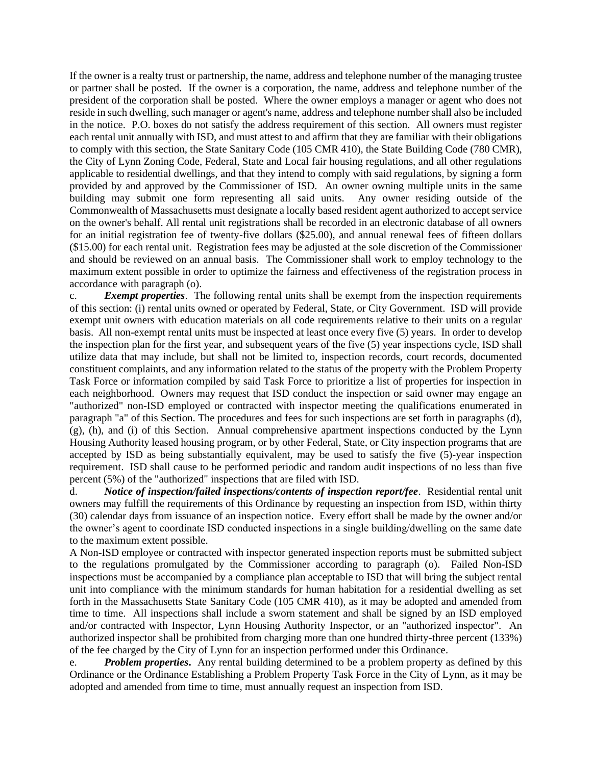If the owner is a realty trust or partnership, the name, address and telephone number of the managing trustee or partner shall be posted. If the owner is a corporation, the name, address and telephone number of the president of the corporation shall be posted. Where the owner employs a manager or agent who does not reside in such dwelling, such manager or agent's name, address and telephone number shall also be included in the notice. P.O. boxes do not satisfy the address requirement of this section. All owners must register each rental unit annually with ISD, and must attest to and affirm that they are familiar with their obligations to comply with this section, the State Sanitary Code (105 CMR 410), the State Building Code (780 CMR), the City of Lynn Zoning Code, Federal, State and Local fair housing regulations, and all other regulations applicable to residential dwellings, and that they intend to comply with said regulations, by signing a form provided by and approved by the Commissioner of ISD. An owner owning multiple units in the same building may submit one form representing all said units. Any owner residing outside of the Commonwealth of Massachusetts must designate a locally based resident agent authorized to accept service on the owner's behalf. All rental unit registrations shall be recorded in an electronic database of all owners for an initial registration fee of twenty-five dollars ($25.00), and annual renewal fees of fifteen dollars ($15.00) for each rental unit. Registration fees may be adjusted at the sole discretion of the Commissioner and should be reviewed on an annual basis. The Commissioner shall work to employ technology to the maximum extent possible in order to optimize the fairness and effectiveness of the registration process in accordance with paragraph (o).

c. ***Exempt properties***. The following rental units shall be exempt from the inspection requirements of this section: (i) rental units owned or operated by Federal, State, or City Government. ISD will provide exempt unit owners with education materials on all code requirements relative to their units on a regular basis. All non-exempt rental units must be inspected at least once every five (5) years. In order to develop the inspection plan for the first year, and subsequent years of the five (5) year inspections cycle, ISD shall utilize data that may include, but shall not be limited to, inspection records, court records, documented constituent complaints, and any information related to the status of the property with the Problem Property Task Force or information compiled by said Task Force to prioritize a list of properties for inspection in each neighborhood. Owners may request that ISD conduct the inspection or said owner may engage an "authorized" non-ISD employed or contracted with inspector meeting the qualifications enumerated in paragraph "a" of this Section. The procedures and fees for such inspections are set forth in paragraphs (d), (g), (h), and (i) of this Section. Annual comprehensive apartment inspections conducted by the Lynn Housing Authority leased housing program, or by other Federal, State, or City inspection programs that are accepted by ISD as being substantially equivalent, may be used to satisfy the five (5)-year inspection requirement. ISD shall cause to be performed periodic and random audit inspections of no less than five percent (5%) of the "authorized" inspections that are filed with ISD.

d. ***Notice of inspection/failed inspections/contents of inspection report/fee***. Residential rental unit owners may fulfill the requirements of this Ordinance by requesting an inspection from ISD, within thirty (30) calendar days from issuance of an inspection notice. Every effort shall be made by the owner and/or the owner's agent to coordinate ISD conducted inspections in a single building/dwelling on the same date to the maximum extent possible.

A Non-ISD employee or contracted with inspector generated inspection reports must be submitted subject to the regulations promulgated by the Commissioner according to paragraph (o). Failed Non-ISD inspections must be accompanied by a compliance plan acceptable to ISD that will bring the subject rental unit into compliance with the minimum standards for human habitation for a residential dwelling as set forth in the Massachusetts State Sanitary Code (105 CMR 410), as it may be adopted and amended from time to time. All inspections shall include a sworn statement and shall be signed by an ISD employed and/or contracted with Inspector, Lynn Housing Authority Inspector, or an "authorized inspector". An authorized inspector shall be prohibited from charging more than one hundred thirty-three percent (133%) of the fee charged by the City of Lynn for an inspection performed under this Ordinance.

e. ***Problem properties***. Any rental building determined to be a problem property as defined by this Ordinance or the Ordinance Establishing a Problem Property Task Force in the City of Lynn, as it may be adopted and amended from time to time, must annually request an inspection from ISD.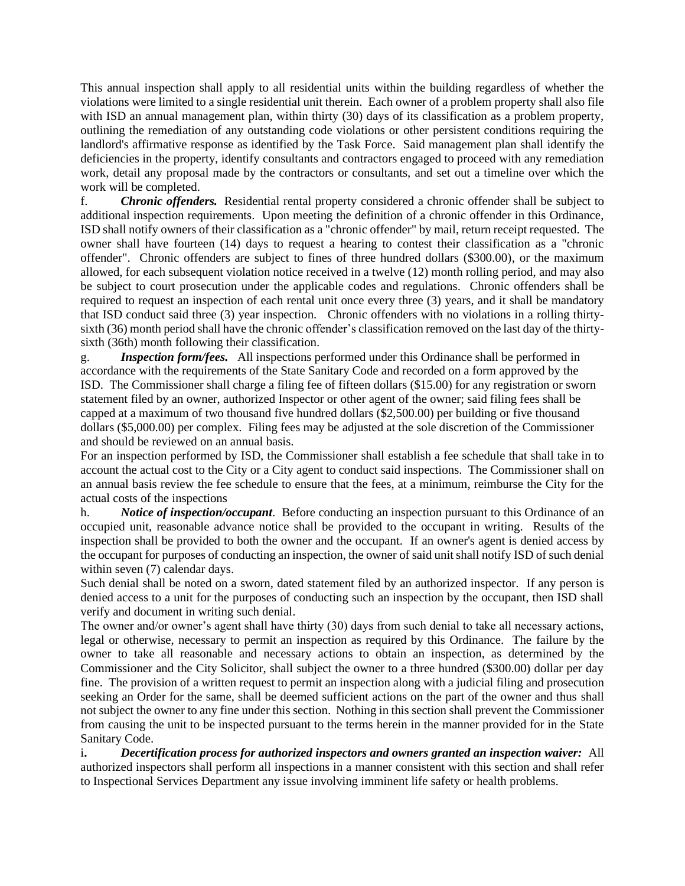This annual inspection shall apply to all residential units within the building regardless of whether the violations were limited to a single residential unit therein. Each owner of a problem property shall also file with ISD an annual management plan, within thirty (30) days of its classification as a problem property, outlining the remediation of any outstanding code violations or other persistent conditions requiring the landlord's affirmative response as identified by the Task Force. Said management plan shall identify the deficiencies in the property, identify consultants and contractors engaged to proceed with any remediation work, detail any proposal made by the contractors or consultants, and set out a timeline over which the work will be completed.

f. ***Chronic offenders.*** Residential rental property considered a chronic offender shall be subject to additional inspection requirements. Upon meeting the definition of a chronic offender in this Ordinance, ISD shall notify owners of their classification as a "chronic offender" by mail, return receipt requested. The owner shall have fourteen (14) days to request a hearing to contest their classification as a "chronic offender". Chronic offenders are subject to fines of three hundred dollars ($300.00), or the maximum allowed, for each subsequent violation notice received in a twelve (12) month rolling period, and may also be subject to court prosecution under the applicable codes and regulations. Chronic offenders shall be required to request an inspection of each rental unit once every three (3) years, and it shall be mandatory that ISD conduct said three (3) year inspection. Chronic offenders with no violations in a rolling thirty-sixth (36) month period shall have the chronic offender's classification removed on the last day of the thirty-sixth (36th) month following their classification.

g. ***Inspection form/fees.*** All inspections performed under this Ordinance shall be performed in accordance with the requirements of the State Sanitary Code and recorded on a form approved by the ISD. The Commissioner shall charge a filing fee of fifteen dollars ($15.00) for any registration or sworn statement filed by an owner, authorized Inspector or other agent of the owner; said filing fees shall be capped at a maximum of two thousand five hundred dollars ($2,500.00) per building or five thousand dollars ($5,000.00) per complex. Filing fees may be adjusted at the sole discretion of the Commissioner and should be reviewed on an annual basis.

For an inspection performed by ISD, the Commissioner shall establish a fee schedule that shall take in to account the actual cost to the City or a City agent to conduct said inspections. The Commissioner shall on an annual basis review the fee schedule to ensure that the fees, at a minimum, reimburse the City for the actual costs of the inspections

h. ***Notice of inspection/occupant***. Before conducting an inspection pursuant to this Ordinance of an occupied unit, reasonable advance notice shall be provided to the occupant in writing. Results of the inspection shall be provided to both the owner and the occupant. If an owner's agent is denied access by the occupant for purposes of conducting an inspection, the owner of said unit shall notify ISD of such denial within seven (7) calendar days.

Such denial shall be noted on a sworn, dated statement filed by an authorized inspector. If any person is denied access to a unit for the purposes of conducting such an inspection by the occupant, then ISD shall verify and document in writing such denial.

The owner and/or owner's agent shall have thirty (30) days from such denial to take all necessary actions, legal or otherwise, necessary to permit an inspection as required by this Ordinance. The failure by the owner to take all reasonable and necessary actions to obtain an inspection, as determined by the Commissioner and the City Solicitor, shall subject the owner to a three hundred ($300.00) dollar per day fine. The provision of a written request to permit an inspection along with a judicial filing and prosecution seeking an Order for the same, shall be deemed sufficient actions on the part of the owner and thus shall not subject the owner to any fine under this section. Nothing in this section shall prevent the Commissioner from causing the unit to be inspected pursuant to the terms herein in the manner provided for in the State Sanitary Code.

i**.** ***Decertification process for authorized inspectors and owners granted an inspection waiver:*** All authorized inspectors shall perform all inspections in a manner consistent with this section and shall refer to Inspectional Services Department any issue involving imminent life safety or health problems.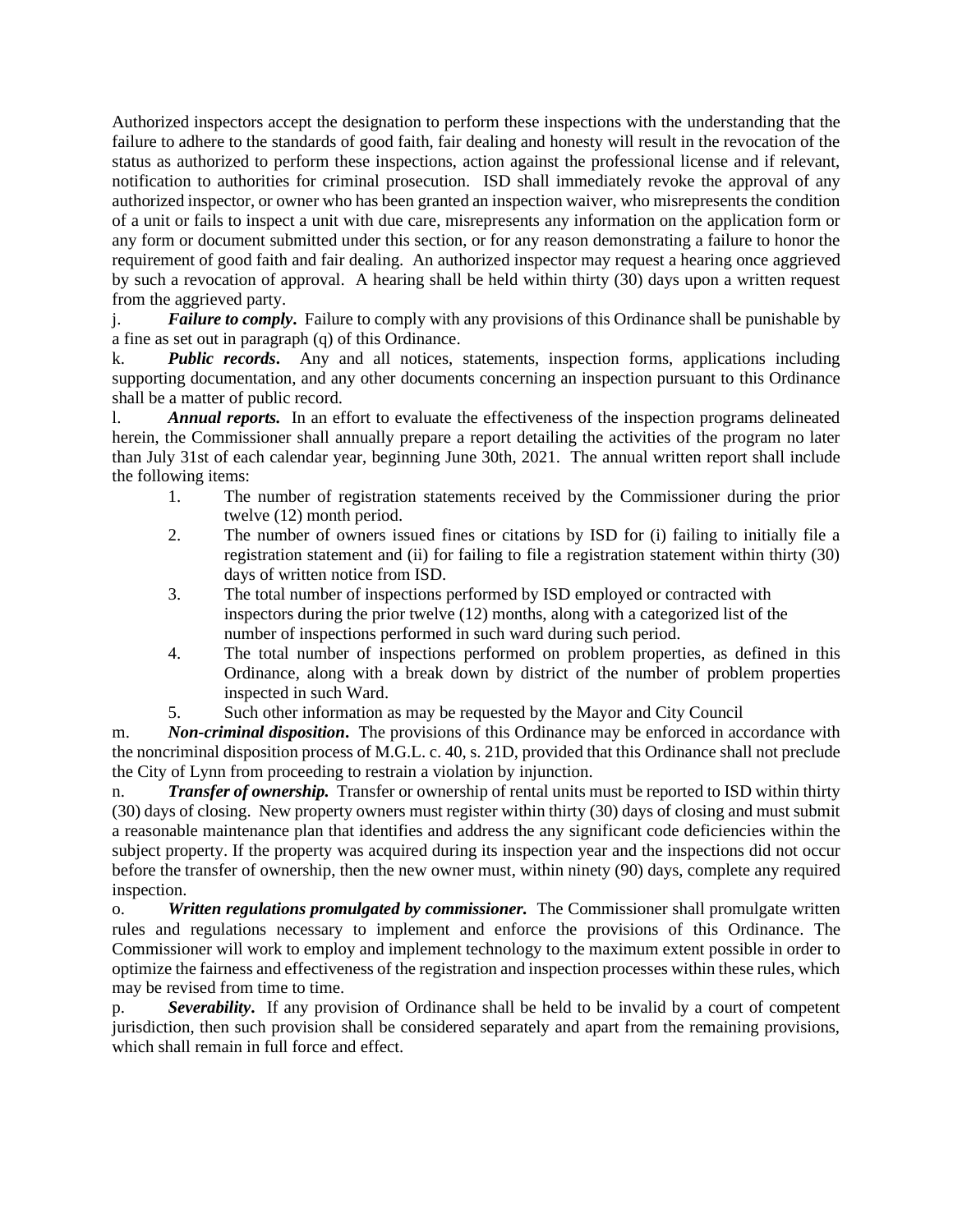Authorized inspectors accept the designation to perform these inspections with the understanding that the failure to adhere to the standards of good faith, fair dealing and honesty will result in the revocation of the status as authorized to perform these inspections, action against the professional license and if relevant, notification to authorities for criminal prosecution. ISD shall immediately revoke the approval of any authorized inspector, or owner who has been granted an inspection waiver, who misrepresents the condition of a unit or fails to inspect a unit with due care, misrepresents any information on the application form or any form or document submitted under this section, or for any reason demonstrating a failure to honor the requirement of good faith and fair dealing. An authorized inspector may request a hearing once aggrieved by such a revocation of approval. A hearing shall be held within thirty (30) days upon a written request from the aggrieved party.

j. ***Failure to comply***. Failure to comply with any provisions of this Ordinance shall be punishable by a fine as set out in paragraph (q) of this Ordinance.

k. ***Public records***. Any and all notices, statements, inspection forms, applications including supporting documentation, and any other documents concerning an inspection pursuant to this Ordinance shall be a matter of public record.

l. ***Annual reports.*** In an effort to evaluate the effectiveness of the inspection programs delineated herein, the Commissioner shall annually prepare a report detailing the activities of the program no later than July 31st of each calendar year, beginning June 30th, 2021. The annual written report shall include the following items:

1. The number of registration statements received by the Commissioner during the prior twelve (12) month period.
2. The number of owners issued fines or citations by ISD for (i) failing to initially file a registration statement and (ii) for failing to file a registration statement within thirty (30) days of written notice from ISD.
3. The total number of inspections performed by ISD employed or contracted with inspectors during the prior twelve (12) months, along with a categorized list of the number of inspections performed in such ward during such period.
4. The total number of inspections performed on problem properties, as defined in this Ordinance, along with a break down by district of the number of problem properties inspected in such Ward.
5. Such other information as may be requested by the Mayor and City Council

m. ***Non-criminal disposition***. The provisions of this Ordinance may be enforced in accordance with the noncriminal disposition process of M.G.L. c. 40, s. 21D, provided that this Ordinance shall not preclude the City of Lynn from proceeding to restrain a violation by injunction.

n. ***Transfer of ownership.*** Transfer or ownership of rental units must be reported to ISD within thirty (30) days of closing. New property owners must register within thirty (30) days of closing and must submit a reasonable maintenance plan that identifies and address the any significant code deficiencies within the subject property. If the property was acquired during its inspection year and the inspections did not occur before the transfer of ownership, then the new owner must, within ninety (90) days, complete any required inspection.

o. ***Written regulations promulgated by commissioner.*** The Commissioner shall promulgate written rules and regulations necessary to implement and enforce the provisions of this Ordinance. The Commissioner will work to employ and implement technology to the maximum extent possible in order to optimize the fairness and effectiveness of the registration and inspection processes within these rules, which may be revised from time to time.

p. ***Severability***. If any provision of Ordinance shall be held to be invalid by a court of competent jurisdiction, then such provision shall be considered separately and apart from the remaining provisions, which shall remain in full force and effect.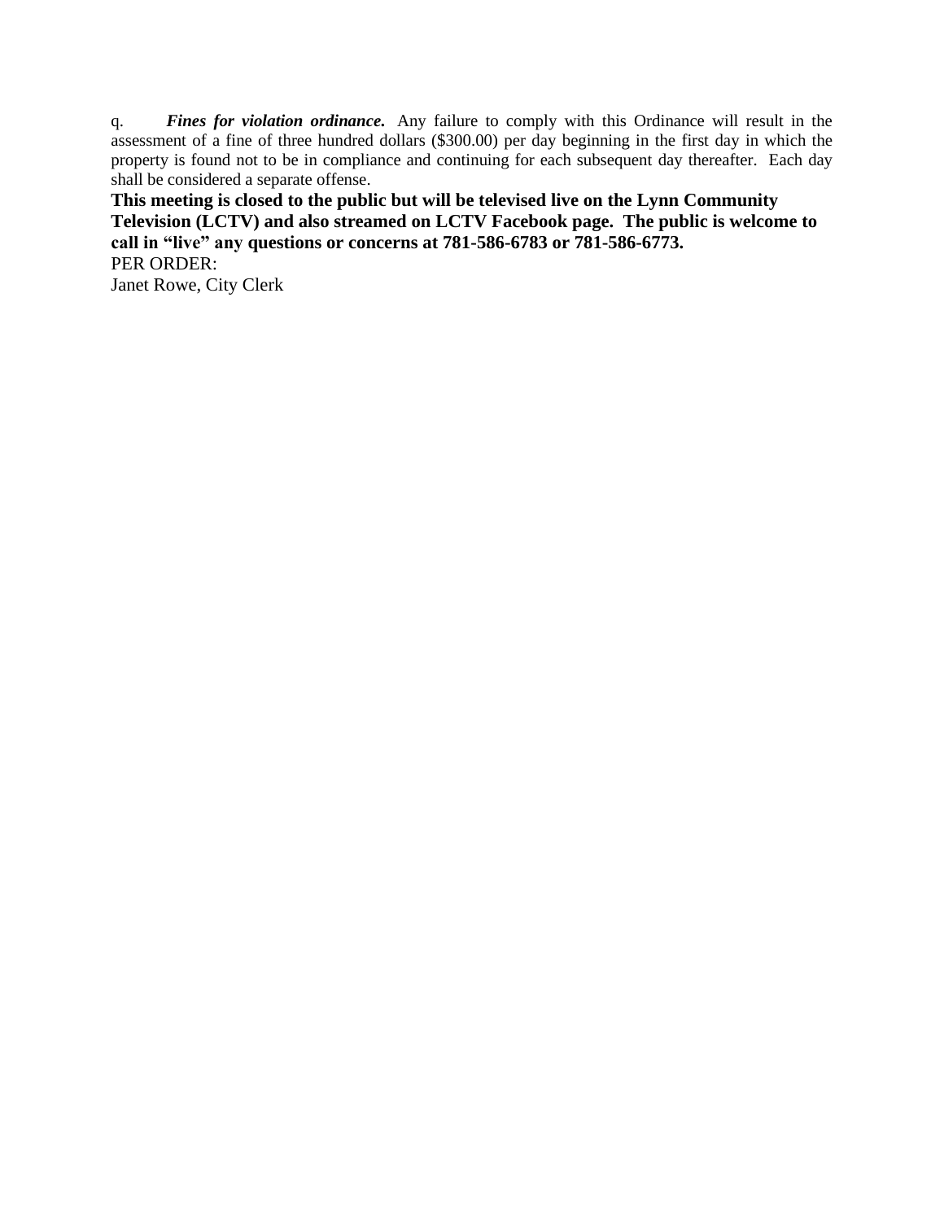q. ***Fines for violation ordinance.*** Any failure to comply with this Ordinance will result in the assessment of a fine of three hundred dollars ($300.00) per day beginning in the first day in which the property is found not to be in compliance and continuing for each subsequent day thereafter. Each day shall be considered a separate offense.

**This meeting is closed to the public but will be televised live on the Lynn Community Television (LCTV) and also streamed on LCTV Facebook page. The public is welcome to call in "live" any questions or concerns at 781-586-6783 or 781-586-6773.**

PER ORDER:
Janet Rowe, City Clerk